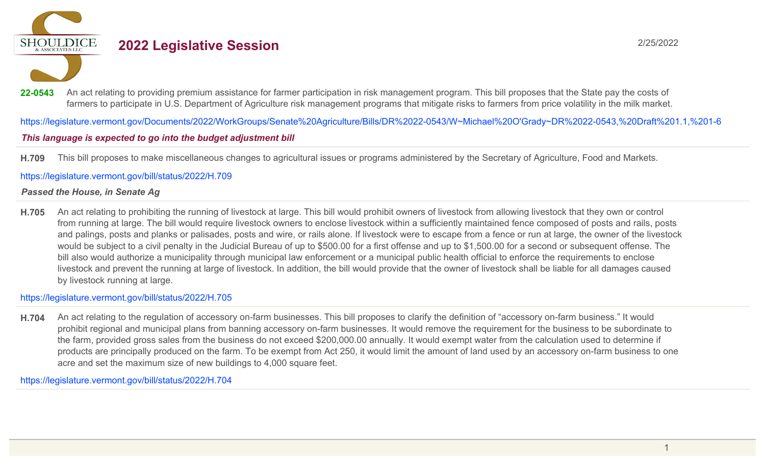# 2022 Legislative Session

2/25/2022

**22-0543** An act relating to providing premium assistance for farmer participation in risk management program. This bill proposes that the State pay the costs of farmers to participate in U.S. Department of Agriculture risk management programs that mitigate risks to farmers from price volatility in the milk market.

https://legislature.vermont.gov/Documents/2022/WorkGroups/Senate%20Agriculture/Bills/DR%2022-0543/W~Michael%20O'Grady~DR%2022-0543,%20Draft%201.1,%201-6

***This language is expected to go into the budget adjustment bill***

---

**H.709** This bill proposes to make miscellaneous changes to agricultural issues or programs administered by the Secretary of Agriculture, Food and Markets.

https://legislature.vermont.gov/bill/status/2022/H.709

***Passed the House, in Senate Ag***

---

**H.705** An act relating to prohibiting the running of livestock at large. This bill would prohibit owners of livestock from allowing livestock that they own or control from running at large. The bill would require livestock owners to enclose livestock within a sufficiently maintained fence composed of posts and rails, posts and palings, posts and planks or palisades, posts and wire, or rails alone. If livestock were to escape from a fence or run at large, the owner of the livestock would be subject to a civil penalty in the Judicial Bureau of up to $500.00 for a first offense and up to $1,500.00 for a second or subsequent offense. The bill also would authorize a municipality through municipal law enforcement or a municipal public health official to enforce the requirements to enclose livestock and prevent the running at large of livestock. In addition, the bill would provide that the owner of livestock shall be liable for all damages caused by livestock running at large.

https://legislature.vermont.gov/bill/status/2022/H.705

---

**H.704** An act relating to the regulation of accessory on-farm businesses. This bill proposes to clarify the definition of "accessory on-farm business." It would prohibit regional and municipal plans from banning accessory on-farm businesses. It would remove the requirement for the business to be subordinate to the farm, provided gross sales from the business do not exceed $200,000.00 annually. It would exempt water from the calculation used to determine if products are principally produced on the farm. To be exempt from Act 250, it would limit the amount of land used by an accessory on-farm business to one acre and set the maximum size of new buildings to 4,000 square feet.

https://legislature.vermont.gov/bill/status/2022/H.704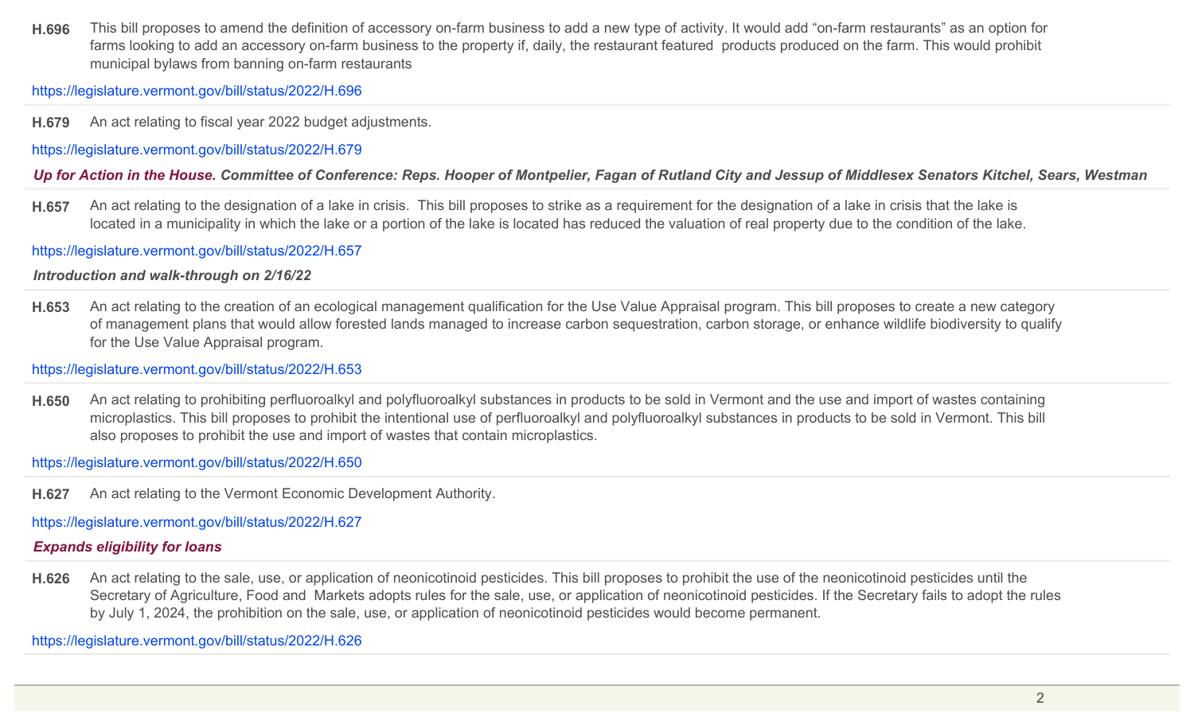**H.696** This bill proposes to amend the definition of accessory on-farm business to add a new type of activity. It would add “on-farm restaurants” as an option for farms looking to add an accessory on-farm business to the property if, daily, the restaurant featured products produced on the farm. This would prohibit municipal bylaws from banning on-farm restaurants

https://legislature.vermont.gov/bill/status/2022/H.696

---

**H.679** An act relating to fiscal year 2022 budget adjustments.

https://legislature.vermont.gov/bill/status/2022/H.679

***Up for Action in the House. Committee of Conference: Reps. Hooper of Montpelier, Fagan of Rutland City and Jessup of Middlesex Senators Kitchel, Sears, Westman***

---

**H.657** An act relating to the designation of a lake in crisis. This bill proposes to strike as a requirement for the designation of a lake in crisis that the lake is located in a municipality in which the lake or a portion of the lake is located has reduced the valuation of real property due to the condition of the lake.

https://legislature.vermont.gov/bill/status/2022/H.657

***Introduction and walk-through on 2/16/22***

---

**H.653** An act relating to the creation of an ecological management qualification for the Use Value Appraisal program. This bill proposes to create a new category of management plans that would allow forested lands managed to increase carbon sequestration, carbon storage, or enhance wildlife biodiversity to qualify for the Use Value Appraisal program.

https://legislature.vermont.gov/bill/status/2022/H.653

---

**H.650** An act relating to prohibiting perfluoroalkyl and polyfluoroalkyl substances in products to be sold in Vermont and the use and import of wastes containing microplastics. This bill proposes to prohibit the intentional use of perfluoroalkyl and polyfluoroalkyl substances in products to be sold in Vermont. This bill also proposes to prohibit the use and import of wastes that contain microplastics.

https://legislature.vermont.gov/bill/status/2022/H.650

---

**H.627** An act relating to the Vermont Economic Development Authority.

https://legislature.vermont.gov/bill/status/2022/H.627

***Expands eligibility for loans***

---

**H.626** An act relating to the sale, use, or application of neonicotinoid pesticides. This bill proposes to prohibit the use of the neonicotinoid pesticides until the Secretary of Agriculture, Food and Markets adopts rules for the sale, use, or application of neonicotinoid pesticides. If the Secretary fails to adopt the rules by July 1, 2024, the prohibition on the sale, use, or application of neonicotinoid pesticides would become permanent.

https://legislature.vermont.gov/bill/status/2022/H.626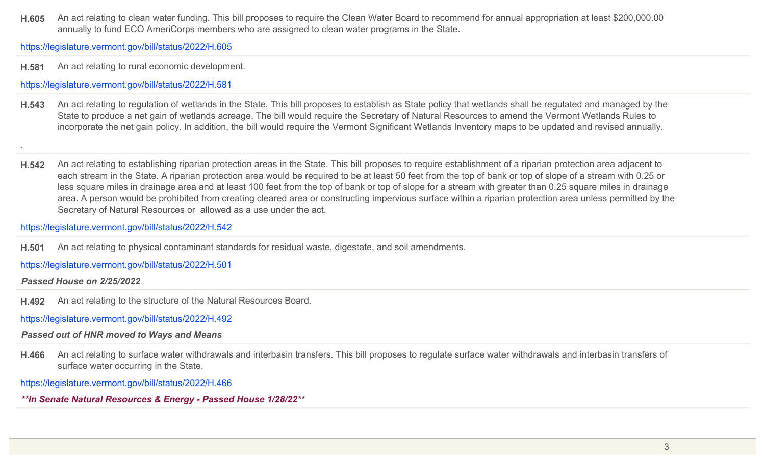**H.605** An act relating to clean water funding. This bill proposes to require the Clean Water Board to recommend for annual appropriation at least $200,000.00 annually to fund ECO AmeriCorps members who are assigned to clean water programs in the State.

https://legislature.vermont.gov/bill/status/2022/H.605

---

**H.581** An act relating to rural economic development.

https://legislature.vermont.gov/bill/status/2022/H.581

---

**H.543** An act relating to regulation of wetlands in the State. This bill proposes to establish as State policy that wetlands shall be regulated and managed by the State to produce a net gain of wetlands acreage. The bill would require the Secretary of Natural Resources to amend the Vermont Wetlands Rules to incorporate the net gain policy. In addition, the bill would require the Vermont Significant Wetlands Inventory maps to be updated and revised annually.

.

---

**H.542** An act relating to establishing riparian protection areas in the State. This bill proposes to require establishment of a riparian protection area adjacent to each stream in the State. A riparian protection area would be required to be at least 50 feet from the top of bank or top of slope of a stream with 0.25 or less square miles in drainage area and at least 100 feet from the top of bank or top of slope for a stream with greater than 0.25 square miles in drainage area. A person would be prohibited from creating cleared area or constructing impervious surface within a riparian protection area unless permitted by the Secretary of Natural Resources or allowed as a use under the act.

https://legislature.vermont.gov/bill/status/2022/H.542

---

**H.501** An act relating to physical contaminant standards for residual waste, digestate, and soil amendments.

https://legislature.vermont.gov/bill/status/2022/H.501

***Passed House on 2/25/2022***

---

**H.492** An act relating to the structure of the Natural Resources Board.

https://legislature.vermont.gov/bill/status/2022/H.492

***Passed out of HNR moved to Ways and Means***

---

**H.466** An act relating to surface water withdrawals and interbasin transfers. This bill proposes to regulate surface water withdrawals and interbasin transfers of surface water occurring in the State.

https://legislature.vermont.gov/bill/status/2022/H.466

***\*\*In Senate Natural Resources & Energy - Passed House 1/28/22\*\****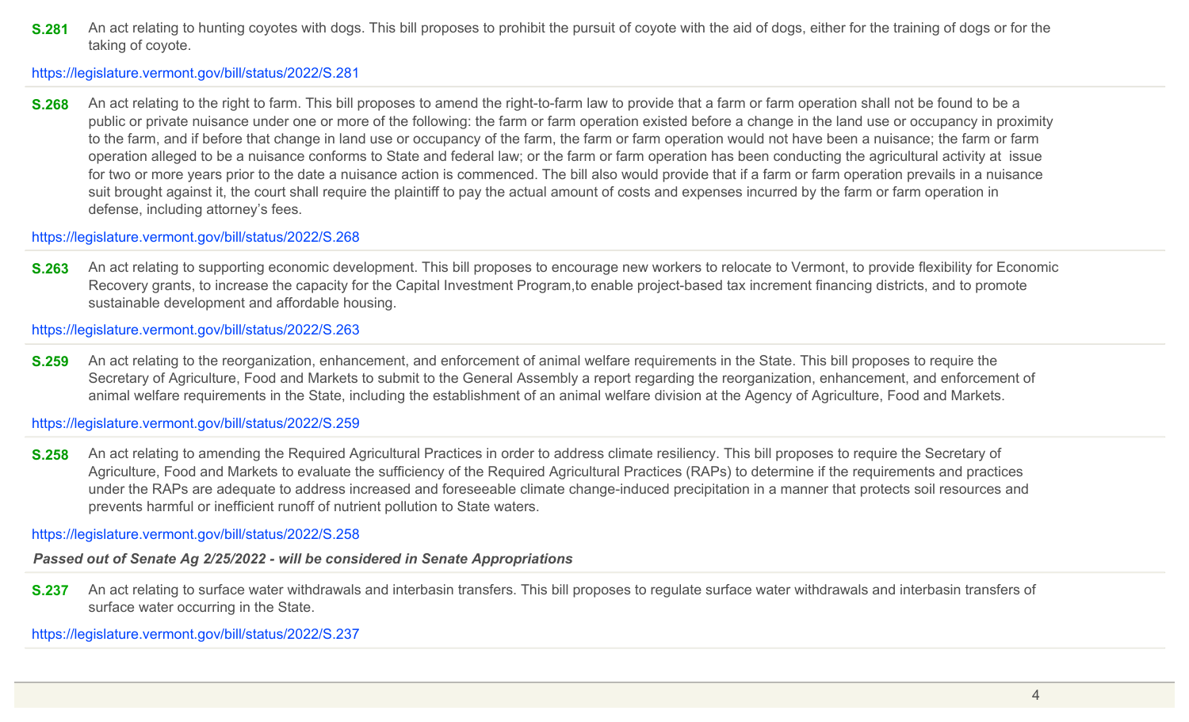**S.281** An act relating to hunting coyotes with dogs. This bill proposes to prohibit the pursuit of coyote with the aid of dogs, either for the training of dogs or for the taking of coyote.

https://legislature.vermont.gov/bill/status/2022/S.281

---

**S.268** An act relating to the right to farm. This bill proposes to amend the right-to-farm law to provide that a farm or farm operation shall not be found to be a public or private nuisance under one or more of the following: the farm or farm operation existed before a change in the land use or occupancy in proximity to the farm, and if before that change in land use or occupancy of the farm, the farm or farm operation would not have been a nuisance; the farm or farm operation alleged to be a nuisance conforms to State and federal law; or the farm or farm operation has been conducting the agricultural activity at issue for two or more years prior to the date a nuisance action is commenced. The bill also would provide that if a farm or farm operation prevails in a nuisance suit brought against it, the court shall require the plaintiff to pay the actual amount of costs and expenses incurred by the farm or farm operation in defense, including attorney's fees.

https://legislature.vermont.gov/bill/status/2022/S.268

---

**S.263** An act relating to supporting economic development. This bill proposes to encourage new workers to relocate to Vermont, to provide flexibility for Economic Recovery grants, to increase the capacity for the Capital Investment Program,to enable project-based tax increment financing districts, and to promote sustainable development and affordable housing.

https://legislature.vermont.gov/bill/status/2022/S.263

---

**S.259** An act relating to the reorganization, enhancement, and enforcement of animal welfare requirements in the State. This bill proposes to require the Secretary of Agriculture, Food and Markets to submit to the General Assembly a report regarding the reorganization, enhancement, and enforcement of animal welfare requirements in the State, including the establishment of an animal welfare division at the Agency of Agriculture, Food and Markets.

https://legislature.vermont.gov/bill/status/2022/S.259

---

**S.258** An act relating to amending the Required Agricultural Practices in order to address climate resiliency. This bill proposes to require the Secretary of Agriculture, Food and Markets to evaluate the sufficiency of the Required Agricultural Practices (RAPs) to determine if the requirements and practices under the RAPs are adequate to address increased and foreseeable climate change-induced precipitation in a manner that protects soil resources and prevents harmful or inefficient runoff of nutrient pollution to State waters.

https://legislature.vermont.gov/bill/status/2022/S.258

***Passed out of Senate Ag 2/25/2022 - will be considered in Senate Appropriations***

---

**S.237** An act relating to surface water withdrawals and interbasin transfers. This bill proposes to regulate surface water withdrawals and interbasin transfers of surface water occurring in the State.

https://legislature.vermont.gov/bill/status/2022/S.237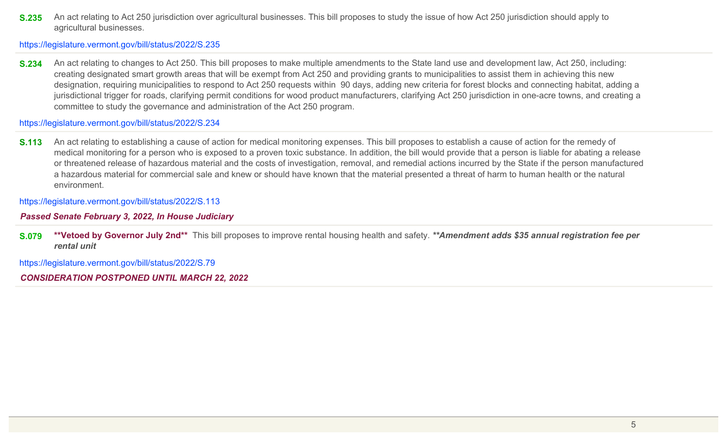**S.235** An act relating to Act 250 jurisdiction over agricultural businesses. This bill proposes to study the issue of how Act 250 jurisdiction should apply to agricultural businesses.

https://legislature.vermont.gov/bill/status/2022/S.235

---

**S.234** An act relating to changes to Act 250. This bill proposes to make multiple amendments to the State land use and development law, Act 250, including: creating designated smart growth areas that will be exempt from Act 250 and providing grants to municipalities to assist them in achieving this new designation, requiring municipalities to respond to Act 250 requests within 90 days, adding new criteria for forest blocks and connecting habitat, adding a jurisdictional trigger for roads, clarifying permit conditions for wood product manufacturers, clarifying Act 250 jurisdiction in one-acre towns, and creating a committee to study the governance and administration of the Act 250 program.

https://legislature.vermont.gov/bill/status/2022/S.234

---

**S.113** An act relating to establishing a cause of action for medical monitoring expenses. This bill proposes to establish a cause of action for the remedy of medical monitoring for a person who is exposed to a proven toxic substance. In addition, the bill would provide that a person is liable for abating a release or threatened release of hazardous material and the costs of investigation, removal, and remedial actions incurred by the State if the person manufactured a hazardous material for commercial sale and knew or should have known that the material presented a threat of harm to human health or the natural environment.

https://legislature.vermont.gov/bill/status/2022/S.113

***Passed Senate February 3, 2022, In House Judiciary***

---

**S.079** **\*\*Vetoed by Governor July 2nd\*\*** This bill proposes to improve rental housing health and safety. ***\*\*Amendment adds $35 annual registration fee per rental unit***

https://legislature.vermont.gov/bill/status/2022/S.79

***CONSIDERATION POSTPONED UNTIL MARCH 22, 2022***